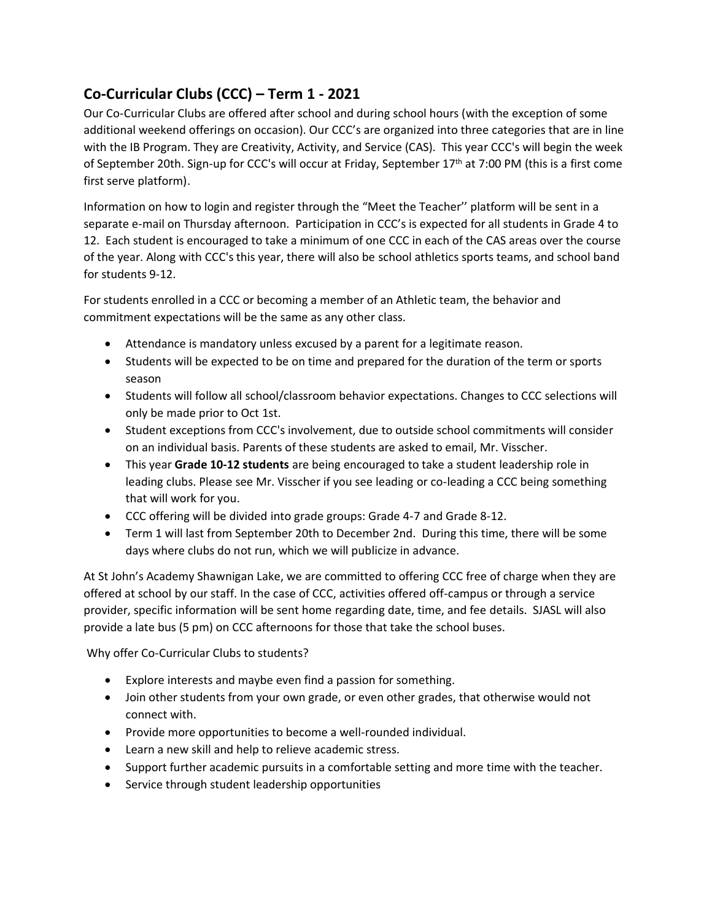## Co-Curricular Clubs (CCC) – Term 1 - 2021

Our Co-Curricular Clubs are offered after school and during school hours (with the exception of some additional weekend offerings on occasion). Our CCC's are organized into three categories that are in line with the IB Program. They are Creativity, Activity, and Service (CAS). This year CCC's will begin the week of September 20th. Sign-up for CCC's will occur at Friday, September 17th at 7:00 PM (this is a first come first serve platform).

Information on how to login and register through the "Meet the Teacher'' platform will be sent in a separate e-mail on Thursday afternoon. Participation in CCC's is expected for all students in Grade 4 to 12. Each student is encouraged to take a minimum of one CCC in each of the CAS areas over the course of the year. Along with CCC's this year, there will also be school athletics sports teams, and school band for students 9-12.

For students enrolled in a CCC or becoming a member of an Athletic team, the behavior and commitment expectations will be the same as any other class.

- Attendance is mandatory unless excused by a parent for a legitimate reason.
- Students will be expected to be on time and prepared for the duration of the term or sports season
- Students will follow all school/classroom behavior expectations. Changes to CCC selections will only be made prior to Oct 1st.
- Student exceptions from CCC's involvement, due to outside school commitments will consider on an individual basis. Parents of these students are asked to email, Mr. Visscher.
- This year **Grade 10-12 students** are being encouraged to take a student leadership role in leading clubs. Please see Mr. Visscher if you see leading or co-leading a CCC being something that will work for you.
- CCC offering will be divided into grade groups: Grade 4-7 and Grade 8-12.
- Term 1 will last from September 20th to December 2nd. During this time, there will be some days where clubs do not run, which we will publicize in advance.

At St John's Academy Shawnigan Lake, we are committed to offering CCC free of charge when they are offered at school by our staff. In the case of CCC, activities offered off-campus or through a service provider, specific information will be sent home regarding date, time, and fee details. SJASL will also provide a late bus (5 pm) on CCC afternoons for those that take the school buses.

Why offer Co-Curricular Clubs to students?

- Explore interests and maybe even find a passion for something.
- Join other students from your own grade, or even other grades, that otherwise would not connect with.
- Provide more opportunities to become a well-rounded individual.
- Learn a new skill and help to relieve academic stress.
- Support further academic pursuits in a comfortable setting and more time with the teacher.
- Service through student leadership opportunities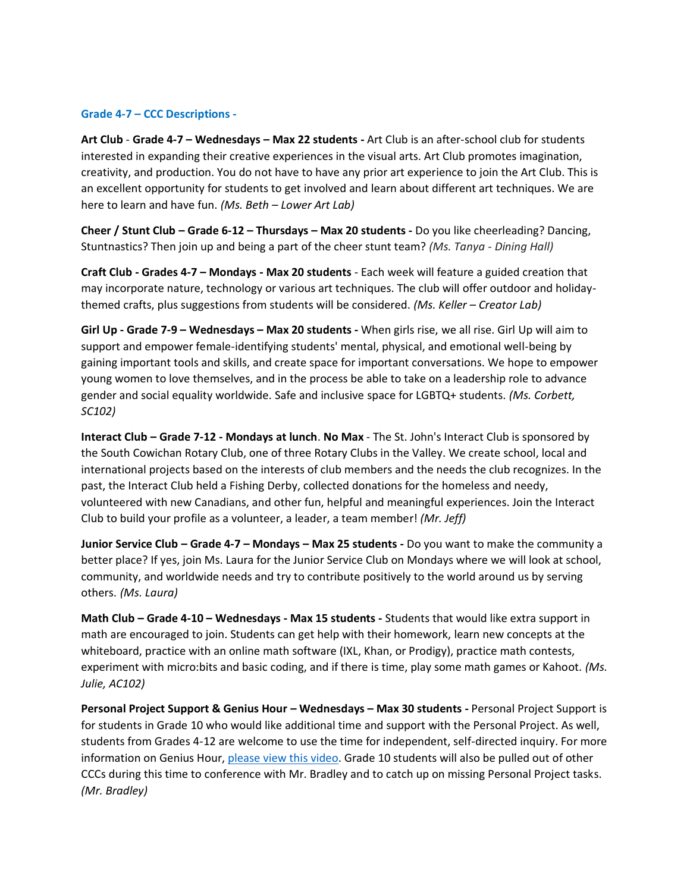### Grade 4-7 – CCC Descriptions -

**Art Club** - **Grade 4-7 – Wednesdays – Max 22 students -** Art Club is an after-school club for students interested in expanding their creative experiences in the visual arts. Art Club promotes imagination, creativity, and production. You do not have to have any prior art experience to join the Art Club. This is an excellent opportunity for students to get involved and learn about different art techniques. We are here to learn and have fun. *(Ms. Beth – Lower Art Lab)*

**Cheer / Stunt Club – Grade 6-12 – Thursdays – Max 20 students -** Do you like cheerleading? Dancing, Stuntnastics? Then join up and being a part of the cheer stunt team? *(Ms. Tanya - Dining Hall)*

**Craft Club - Grades 4-7 – Mondays - Max 20 students** - Each week will feature a guided creation that may incorporate nature, technology or various art techniques. The club will offer outdoor and holiday-themed crafts, plus suggestions from students will be considered. *(Ms. Keller – Creator Lab)*

**Girl Up - Grade 7-9 – Wednesdays – Max 20 students -** When girls rise, we all rise. Girl Up will aim to support and empower female-identifying students' mental, physical, and emotional well-being by gaining important tools and skills, and create space for important conversations. We hope to empower young women to love themselves, and in the process be able to take on a leadership role to advance gender and social equality worldwide. Safe and inclusive space for LGBTQ+ students. *(Ms. Corbett, SC102)*

**Interact Club – Grade 7-12 - Mondays at lunch**. **No Max** - The St. John's Interact Club is sponsored by the South Cowichan Rotary Club, one of three Rotary Clubs in the Valley. We create school, local and international projects based on the interests of club members and the needs the club recognizes. In the past, the Interact Club held a Fishing Derby, collected donations for the homeless and needy, volunteered with new Canadians, and other fun, helpful and meaningful experiences. Join the Interact Club to build your profile as a volunteer, a leader, a team member! *(Mr. Jeff)*

**Junior Service Club – Grade 4-7 – Mondays – Max 25 students -** Do you want to make the community a better place? If yes, join Ms. Laura for the Junior Service Club on Mondays where we will look at school, community, and worldwide needs and try to contribute positively to the world around us by serving others. *(Ms. Laura)*

**Math Club – Grade 4-10 – Wednesdays - Max 15 students -** Students that would like extra support in math are encouraged to join. Students can get help with their homework, learn new concepts at the whiteboard, practice with an online math software (IXL, Khan, or Prodigy), practice math contests, experiment with micro:bits and basic coding, and if there is time, play some math games or Kahoot. *(Ms. Julie, AC102)*

**Personal Project Support & Genius Hour – Wednesdays – Max 30 students -** Personal Project Support is for students in Grade 10 who would like additional time and support with the Personal Project. As well, students from Grades 4-12 are welcome to use the time for independent, self-directed inquiry. For more information on Genius Hour, please view this video. Grade 10 students will also be pulled out of other CCCs during this time to conference with Mr. Bradley and to catch up on missing Personal Project tasks. *(Mr. Bradley)*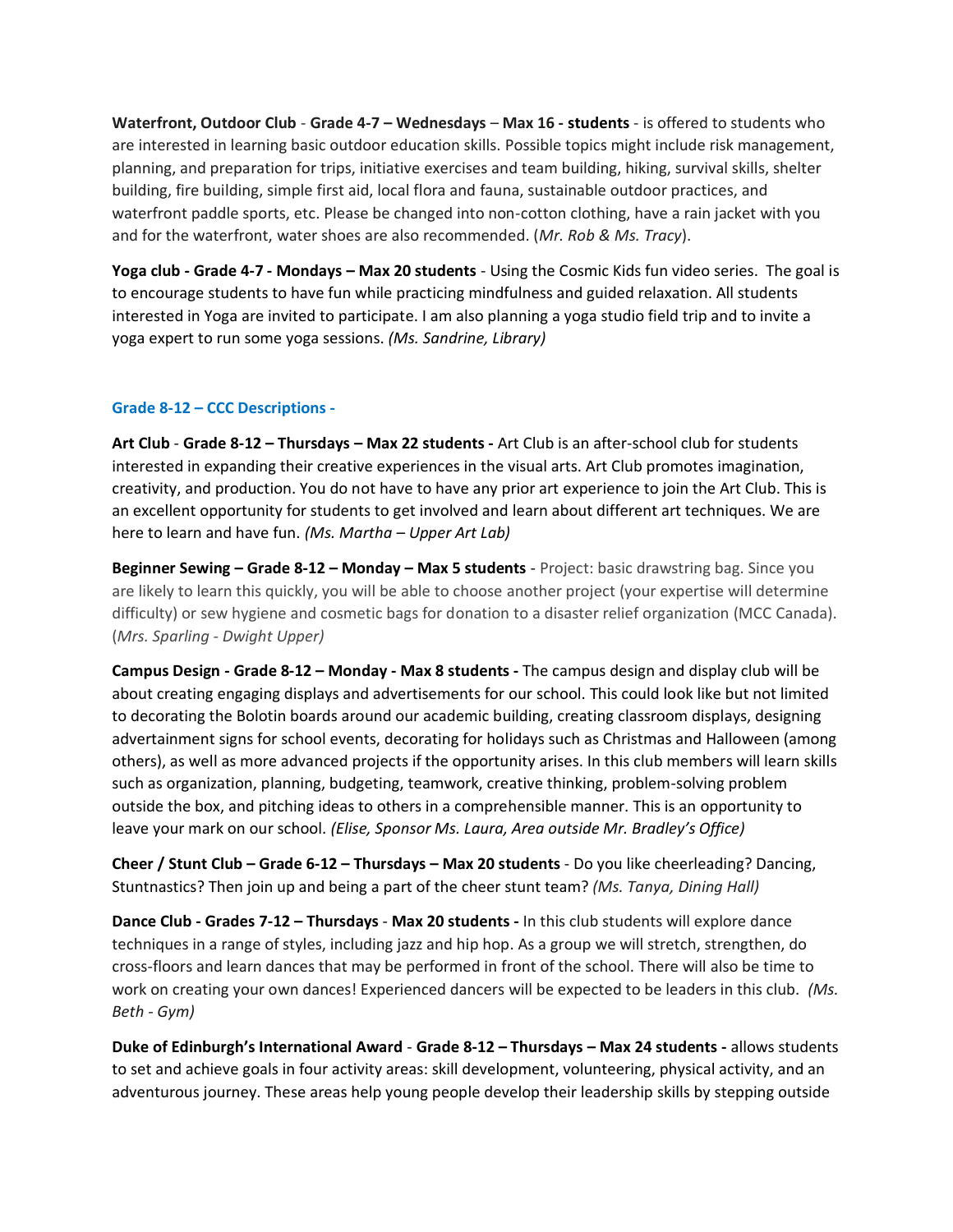**Waterfront, Outdoor Club** - **Grade 4-7 – Wednesdays** – **Max 16 - students** - is offered to students who are interested in learning basic outdoor education skills. Possible topics might include risk management, planning, and preparation for trips, initiative exercises and team building, hiking, survival skills, shelter building, fire building, simple first aid, local flora and fauna, sustainable outdoor practices, and waterfront paddle sports, etc. Please be changed into non-cotton clothing, have a rain jacket with you and for the waterfront, water shoes are also recommended. (*Mr. Rob & Ms. Tracy*).

**Yoga club - Grade 4-7 - Mondays – Max 20 students** - Using the Cosmic Kids fun video series. The goal is to encourage students to have fun while practicing mindfulness and guided relaxation. All students interested in Yoga are invited to participate. I am also planning a yoga studio field trip and to invite a yoga expert to run some yoga sessions. *(Ms. Sandrine, Library)*

## Grade 8-12 – CCC Descriptions -

**Art Club** - **Grade 8-12 – Thursdays – Max 22 students -** Art Club is an after-school club for students interested in expanding their creative experiences in the visual arts. Art Club promotes imagination, creativity, and production. You do not have to have any prior art experience to join the Art Club. This is an excellent opportunity for students to get involved and learn about different art techniques. We are here to learn and have fun. *(Ms. Martha – Upper Art Lab)*

**Beginner Sewing – Grade 8-12 – Monday – Max 5 students** - Project: basic drawstring bag. Since you are likely to learn this quickly, you will be able to choose another project (your expertise will determine difficulty) or sew hygiene and cosmetic bags for donation to a disaster relief organization (MCC Canada). (*Mrs. Sparling - Dwight Upper)*

**Campus Design - Grade 8-12 – Monday - Max 8 students -** The campus design and display club will be about creating engaging displays and advertisements for our school. This could look like but not limited to decorating the Bolotin boards around our academic building, creating classroom displays, designing advertainment signs for school events, decorating for holidays such as Christmas and Halloween (among others), as well as more advanced projects if the opportunity arises. In this club members will learn skills such as organization, planning, budgeting, teamwork, creative thinking, problem-solving problem outside the box, and pitching ideas to others in a comprehensible manner. This is an opportunity to leave your mark on our school. *(Elise, Sponsor Ms. Laura, Area outside Mr. Bradley's Office)*

**Cheer / Stunt Club – Grade 6-12 – Thursdays – Max 20 students** - Do you like cheerleading? Dancing, Stuntnastics? Then join up and being a part of the cheer stunt team? *(Ms. Tanya, Dining Hall)*

**Dance Club - Grades 7-12 – Thursdays** - **Max 20 students -** In this club students will explore dance techniques in a range of styles, including jazz and hip hop. As a group we will stretch, strengthen, do cross-floors and learn dances that may be performed in front of the school. There will also be time to work on creating your own dances! Experienced dancers will be expected to be leaders in this club. *(Ms. Beth - Gym)*

**Duke of Edinburgh's International Award** - **Grade 8-12 – Thursdays – Max 24 students -** allows students to set and achieve goals in four activity areas: skill development, volunteering, physical activity, and an adventurous journey. These areas help young people develop their leadership skills by stepping outside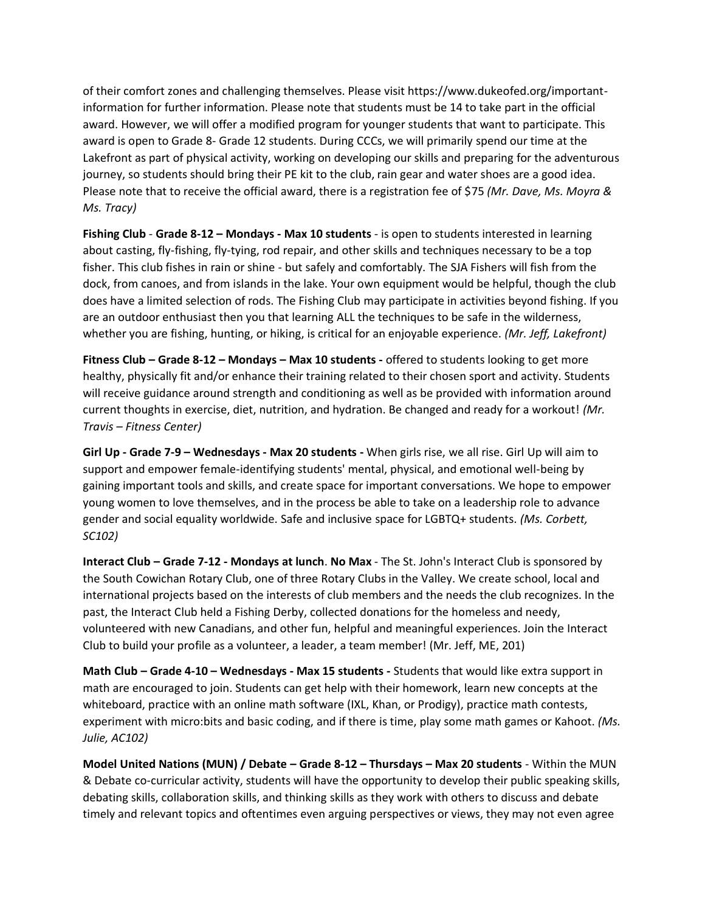of their comfort zones and challenging themselves. Please visit https://www.dukeofed.org/important-information for further information. Please note that students must be 14 to take part in the official award. However, we will offer a modified program for younger students that want to participate. This award is open to Grade 8- Grade 12 students. During CCCs, we will primarily spend our time at the Lakefront as part of physical activity, working on developing our skills and preparing for the adventurous journey, so students should bring their PE kit to the club, rain gear and water shoes are a good idea. Please note that to receive the official award, there is a registration fee of $75 *(Mr. Dave, Ms. Moyra & Ms. Tracy)*

**Fishing Club** - **Grade 8-12 – Mondays - Max 10 students** - is open to students interested in learning about casting, fly-fishing, fly-tying, rod repair, and other skills and techniques necessary to be a top fisher. This club fishes in rain or shine - but safely and comfortably. The SJA Fishers will fish from the dock, from canoes, and from islands in the lake. Your own equipment would be helpful, though the club does have a limited selection of rods. The Fishing Club may participate in activities beyond fishing. If you are an outdoor enthusiast then you that learning ALL the techniques to be safe in the wilderness, whether you are fishing, hunting, or hiking, is critical for an enjoyable experience. *(Mr. Jeff, Lakefront)*

**Fitness Club – Grade 8-12 – Mondays – Max 10 students -** offered to students looking to get more healthy, physically fit and/or enhance their training related to their chosen sport and activity. Students will receive guidance around strength and conditioning as well as be provided with information around current thoughts in exercise, diet, nutrition, and hydration. Be changed and ready for a workout! *(Mr. Travis – Fitness Center)*

**Girl Up - Grade 7-9 – Wednesdays - Max 20 students -** When girls rise, we all rise. Girl Up will aim to support and empower female-identifying students' mental, physical, and emotional well-being by gaining important tools and skills, and create space for important conversations. We hope to empower young women to love themselves, and in the process be able to take on a leadership role to advance gender and social equality worldwide. Safe and inclusive space for LGBTQ+ students. *(Ms. Corbett, SC102)*

**Interact Club – Grade 7-12 - Mondays at lunch**. **No Max** - The St. John's Interact Club is sponsored by the South Cowichan Rotary Club, one of three Rotary Clubs in the Valley. We create school, local and international projects based on the interests of club members and the needs the club recognizes. In the past, the Interact Club held a Fishing Derby, collected donations for the homeless and needy, volunteered with new Canadians, and other fun, helpful and meaningful experiences. Join the Interact Club to build your profile as a volunteer, a leader, a team member! (Mr. Jeff, ME, 201)

**Math Club – Grade 4-10 – Wednesdays - Max 15 students -** Students that would like extra support in math are encouraged to join. Students can get help with their homework, learn new concepts at the whiteboard, practice with an online math software (IXL, Khan, or Prodigy), practice math contests, experiment with micro:bits and basic coding, and if there is time, play some math games or Kahoot. *(Ms. Julie, AC102)*

**Model United Nations (MUN) / Debate – Grade 8-12 – Thursdays – Max 20 students** - Within the MUN & Debate co-curricular activity, students will have the opportunity to develop their public speaking skills, debating skills, collaboration skills, and thinking skills as they work with others to discuss and debate timely and relevant topics and oftentimes even arguing perspectives or views, they may not even agree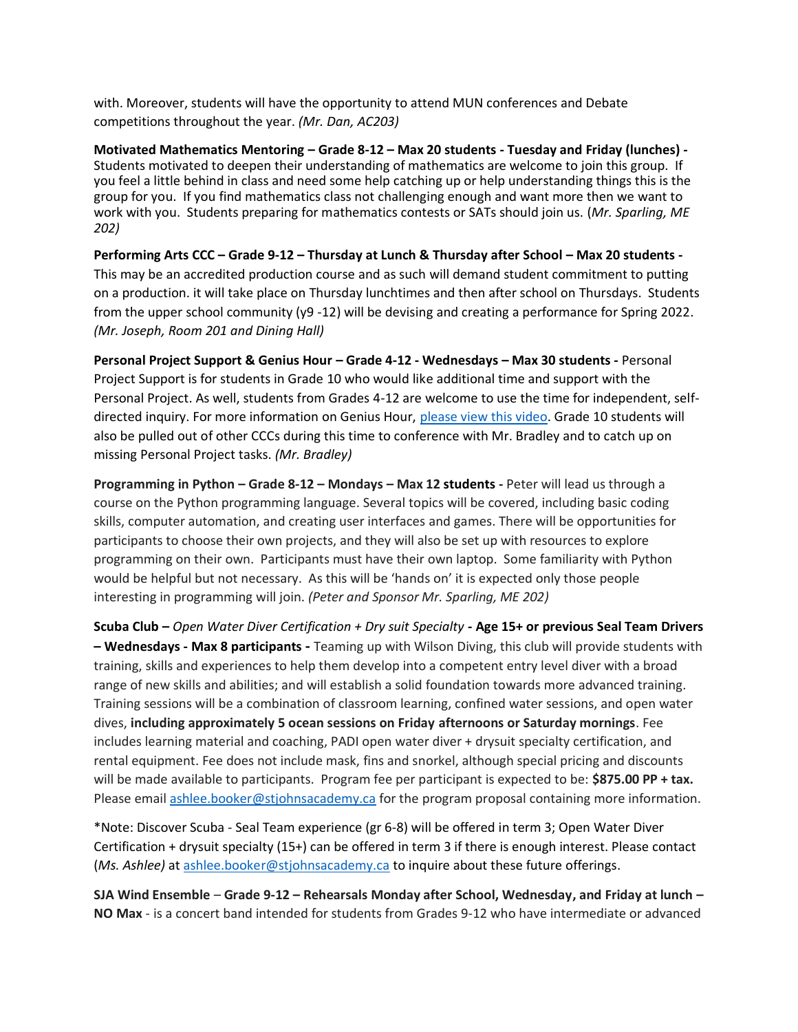with. Moreover, students will have the opportunity to attend MUN conferences and Debate competitions throughout the year. *(Mr. Dan, AC203)*

**Motivated Mathematics Mentoring – Grade 8-12 – Max 20 students - Tuesday and Friday (lunches) -** Students motivated to deepen their understanding of mathematics are welcome to join this group. If you feel a little behind in class and need some help catching up or help understanding things this is the group for you. If you find mathematics class not challenging enough and want more then we want to work with you. Students preparing for mathematics contests or SATs should join us. (*Mr. Sparling, ME 202)*

**Performing Arts CCC – Grade 9-12 – Thursday at Lunch & Thursday after School – Max 20 students -** This may be an accredited production course and as such will demand student commitment to putting on a production. it will take place on Thursday lunchtimes and then after school on Thursdays. Students from the upper school community (y9 -12) will be devising and creating a performance for Spring 2022. *(Mr. Joseph, Room 201 and Dining Hall)*

**Personal Project Support & Genius Hour – Grade 4-12 - Wednesdays – Max 30 students -** Personal Project Support is for students in Grade 10 who would like additional time and support with the Personal Project. As well, students from Grades 4-12 are welcome to use the time for independent, self-directed inquiry. For more information on Genius Hour, please view this video. Grade 10 students will also be pulled out of other CCCs during this time to conference with Mr. Bradley and to catch up on missing Personal Project tasks. *(Mr. Bradley)*

**Programming in Python – Grade 8-12 – Mondays – Max 12 students -** Peter will lead us through a course on the Python programming language. Several topics will be covered, including basic coding skills, computer automation, and creating user interfaces and games. There will be opportunities for participants to choose their own projects, and they will also be set up with resources to explore programming on their own. Participants must have their own laptop. Some familiarity with Python would be helpful but not necessary. As this will be 'hands on' it is expected only those people interesting in programming will join. *(Peter and Sponsor Mr. Sparling, ME 202)*

**Scuba Club –** *Open Water Diver Certification + Dry suit Specialty* **- Age 15+ or previous Seal Team Drivers – Wednesdays - Max 8 participants -** Teaming up with Wilson Diving, this club will provide students with training, skills and experiences to help them develop into a competent entry level diver with a broad range of new skills and abilities; and will establish a solid foundation towards more advanced training. Training sessions will be a combination of classroom learning, confined water sessions, and open water dives, **including approximately 5 ocean sessions on Friday afternoons or Saturday mornings**. Fee includes learning material and coaching, PADI open water diver + drysuit specialty certification, and rental equipment. Fee does not include mask, fins and snorkel, although special pricing and discounts will be made available to participants. Program fee per participant is expected to be: **$875.00 PP + tax.** Please email ashlee.booker@stjohnsacademy.ca for the program proposal containing more information.

*Note: Discover Scuba - Seal Team experience (gr 6-8) will be offered in term 3; Open Water Diver Certification + drysuit specialty (15+) can be offered in term 3 if there is enough interest. Please contact (*Ms. Ashlee)* at ashlee.booker@stjohnsacademy.ca to inquire about these future offerings.

**SJA Wind Ensemble – Grade 9-12 – Rehearsals Monday after School, Wednesday, and Friday at lunch – NO Max** - is a concert band intended for students from Grades 9-12 who have intermediate or advanced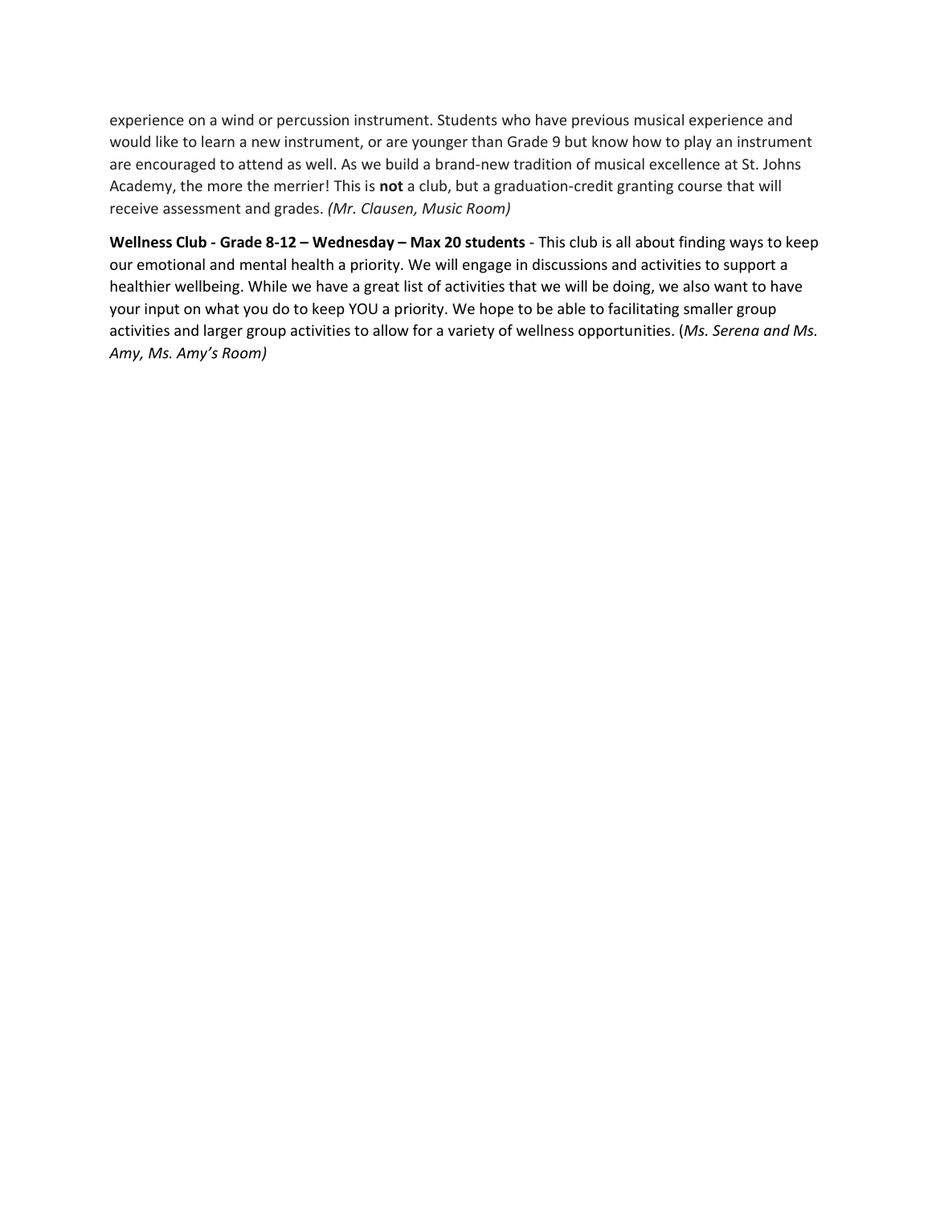experience on a wind or percussion instrument. Students who have previous musical experience and would like to learn a new instrument, or are younger than Grade 9 but know how to play an instrument are encouraged to attend as well. As we build a brand-new tradition of musical excellence at St. Johns Academy, the more the merrier! This is **not** a club, but a graduation-credit granting course that will receive assessment and grades. *(Mr. Clausen, Music Room)*

**Wellness Club - Grade 8-12 – Wednesday – Max 20 students** - This club is all about finding ways to keep our emotional and mental health a priority. We will engage in discussions and activities to support a healthier wellbeing. While we have a great list of activities that we will be doing, we also want to have your input on what you do to keep YOU a priority. We hope to be able to facilitating smaller group activities and larger group activities to allow for a variety of wellness opportunities. (*Ms. Serena and Ms. Amy, Ms. Amy's Room)*